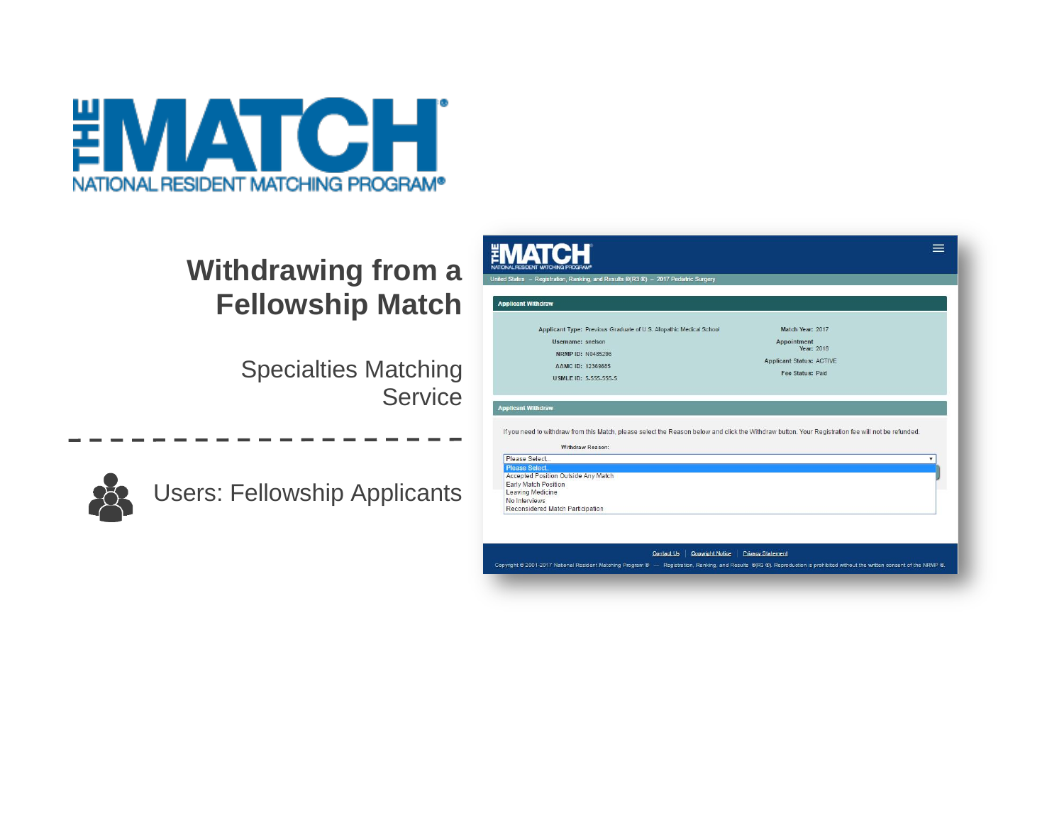# Withdrawing from a Fellowship Match

Specialties Matching Service

Users: Fellowship Applicants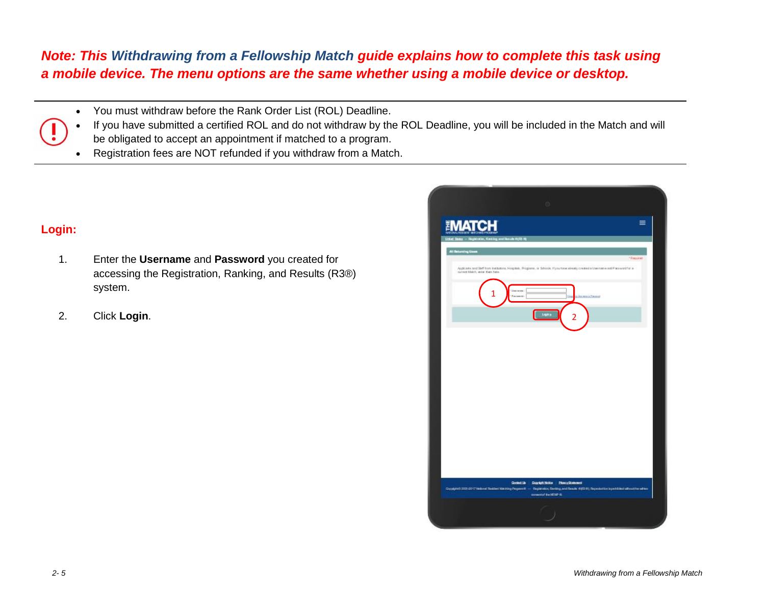***Note: This Withdrawing from a Fellowship Match guide explains how to complete this task using a mobile device. The menu options are the same whether using a mobile device or desktop.***

- You must withdraw before the Rank Order List (ROL) Deadline.
- If you have submitted a certified ROL and do not withdraw by the ROL Deadline, you will be included in the Match and will be obligated to accept an appointment if matched to a program.
- Registration fees are NOT refunded if you withdraw from a Match.

## Login:

1. Enter the **Username** and **Password** you created for accessing the Registration, Ranking, and Results (R3®) system.
2. Click **Login**.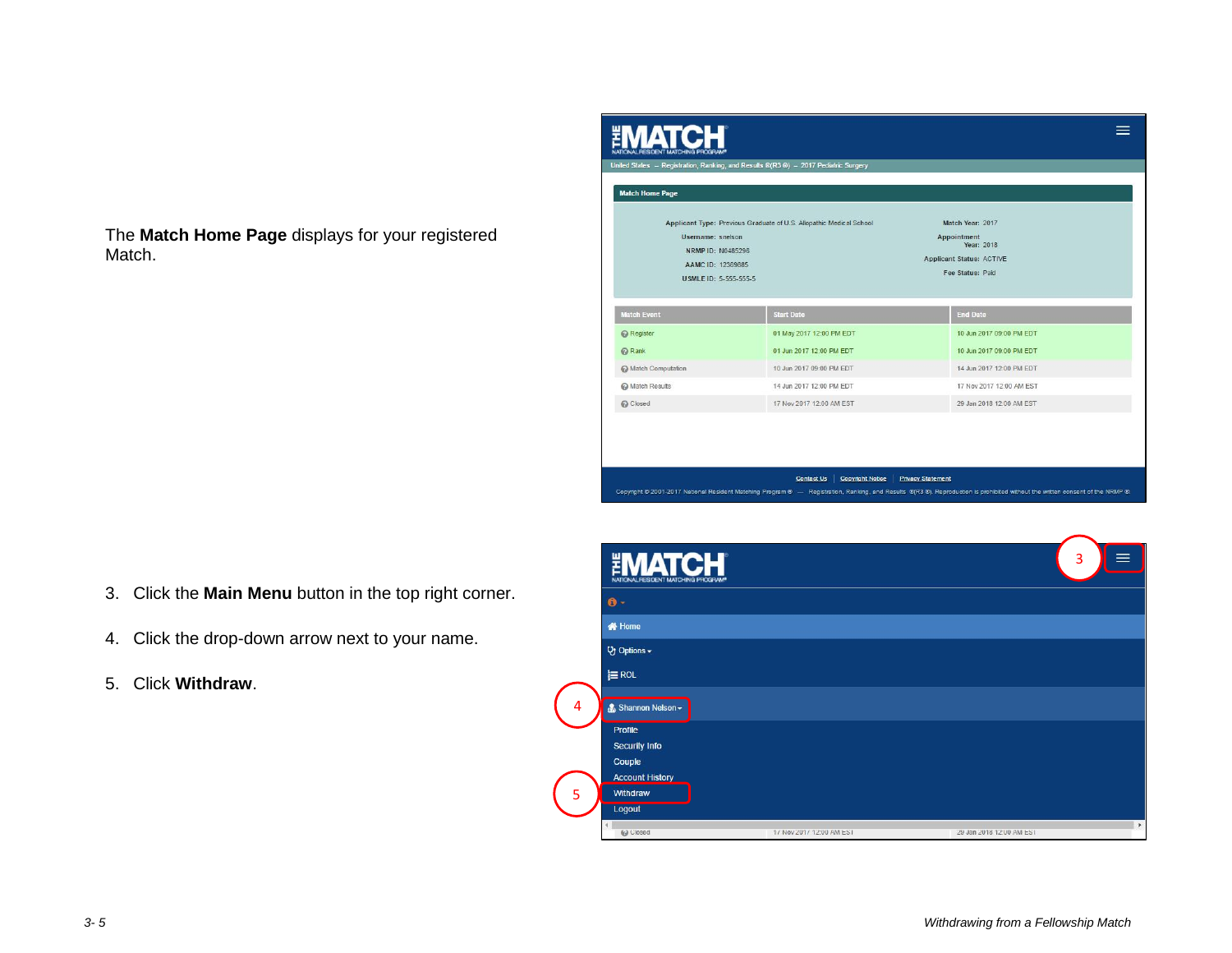The **Match Home Page** displays for your registered Match.

3. Click the **Main Menu** button in the top right corner.

4. Click the drop-down arrow next to your name.

5. Click **Withdraw**.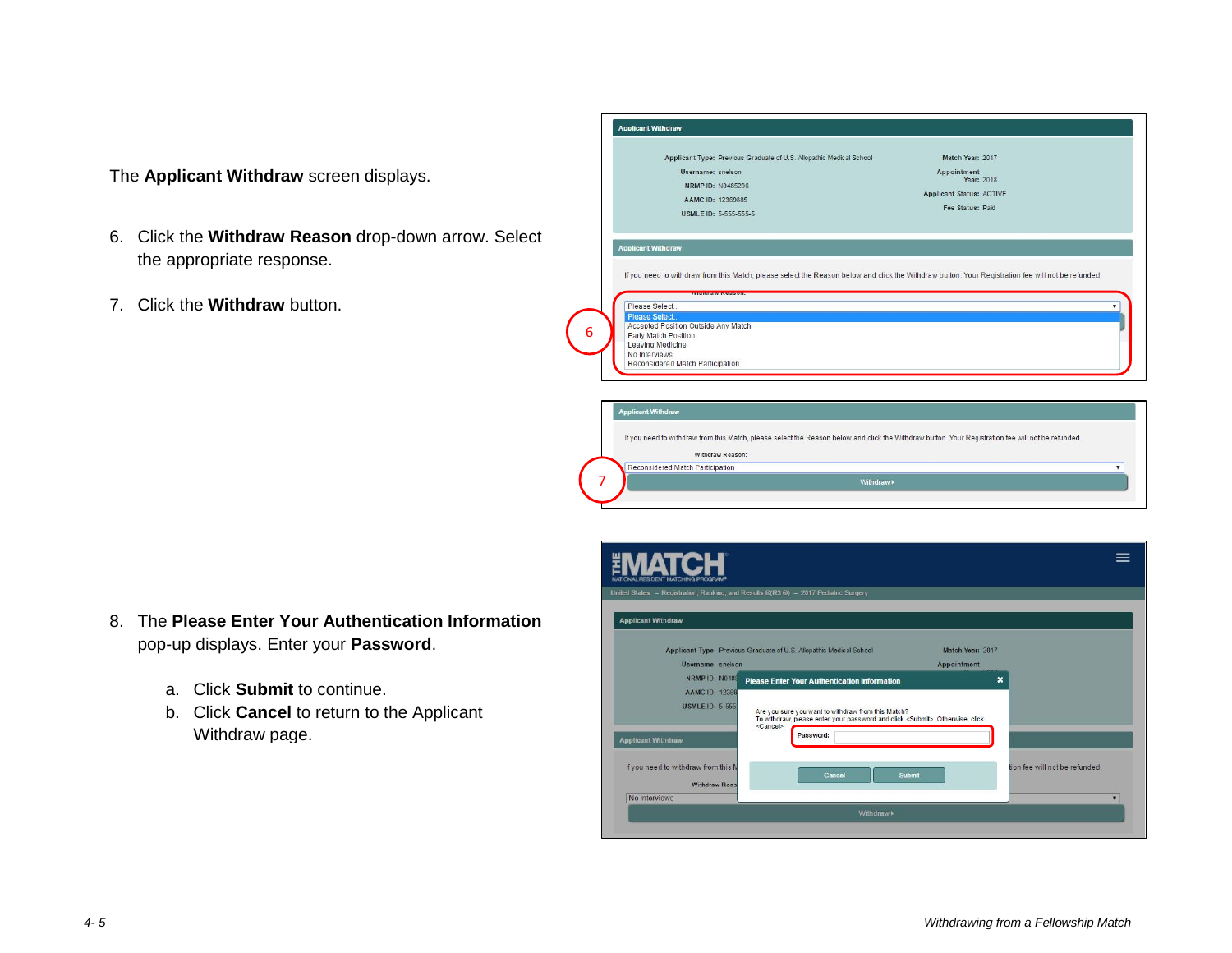The **Applicant Withdraw** screen displays.

6. Click the **Withdraw Reason** drop-down arrow. Select the appropriate response.

7. Click the **Withdraw** button.

8. The **Please Enter Your Authentication Information** pop-up displays. Enter your **Password**.

    a. Click **Submit** to continue.
    
    b. Click **Cancel** to return to the Applicant Withdraw page.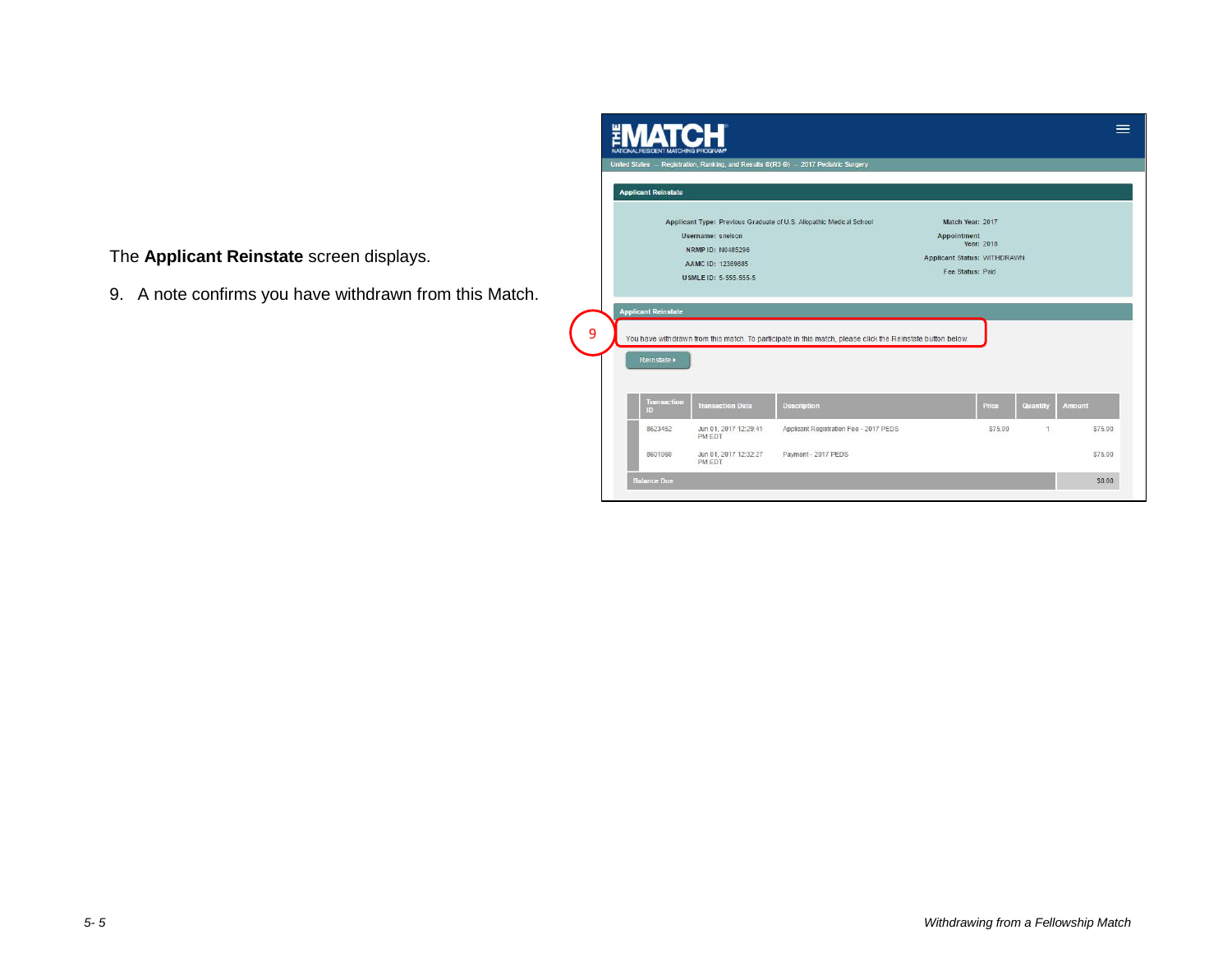The **Applicant Reinstate** screen displays.

9. A note confirms you have withdrawn from this Match.